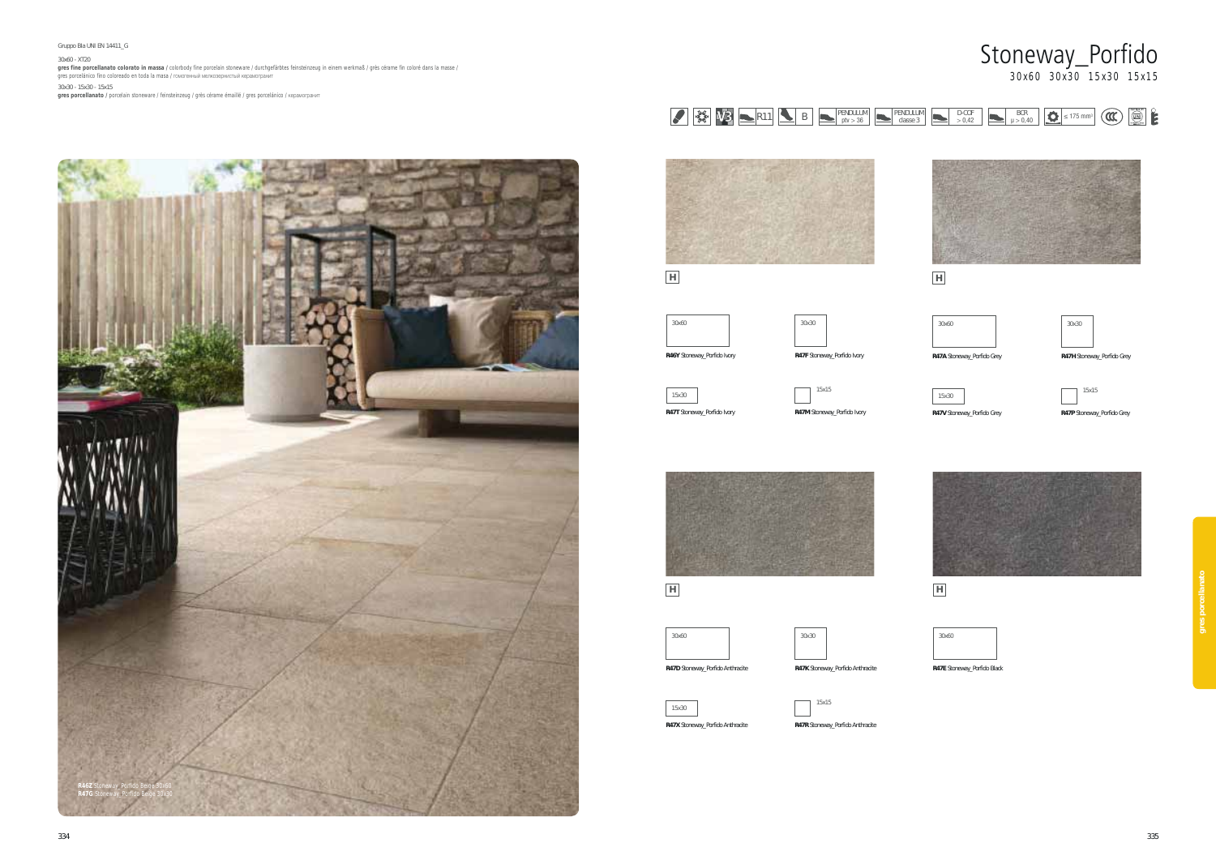Gruppo BIa UNI EN 14411_G

30x60 - XT20

**gres fine porcellanato colorato in massa** / colorbody fine porcelain stoneware / durchgefärbtes feinsteinzeug in einem werkmaß / grès cérame fin coloré dans la masse / gres porcelánico fino coloreado en toda la masa / гомогенный мелкозернистый керамогранит

30x30 - 15x30 - 15x15

**gres porcellanato** / porcelain stoneware / feinsteinzeug / grès cérame émaillé / gres porcelánico / керамогранит

# Stoneway_Porfido

30x60 30x30 15x30 15x15

V3 | R11 | B | PENDULUM ptv > 36 | PENDULUM classe 3 | D-COF > 0,42 | BCR μ > 0,40 | ≤ 175 mm³

**R46Z** Stoneway_Porfido Beige 30x60
**R47G** Stoneway_Porfido Beige 30x30

H

30x60
**R46Y** Stoneway_Porfido Ivory

30x30
**R47F** Stoneway_Porfido Ivory

15x30
**R47T** Stoneway_Porfido Ivory

15x15
**R47M** Stoneway_Porfido Ivory

H

30x60
**R47A** Stoneway_Porfido Grey

30x30
**R47H** Stoneway_Porfido Grey

15x30
**R47V** Stoneway_Porfido Grey

15x15
**R47P** Stoneway_Porfido Grey

H

30x60
**R47D** Stoneway_Porfido Anthracite

30x30
**R47K** Stoneway_Porfido Anthracite

15x30
**R47X** Stoneway_Porfido Anthracite

15x15
**R47R** Stoneway_Porfido Anthracite

H

30x60
**R47E** Stoneway_Porfido Black

gres porcellanato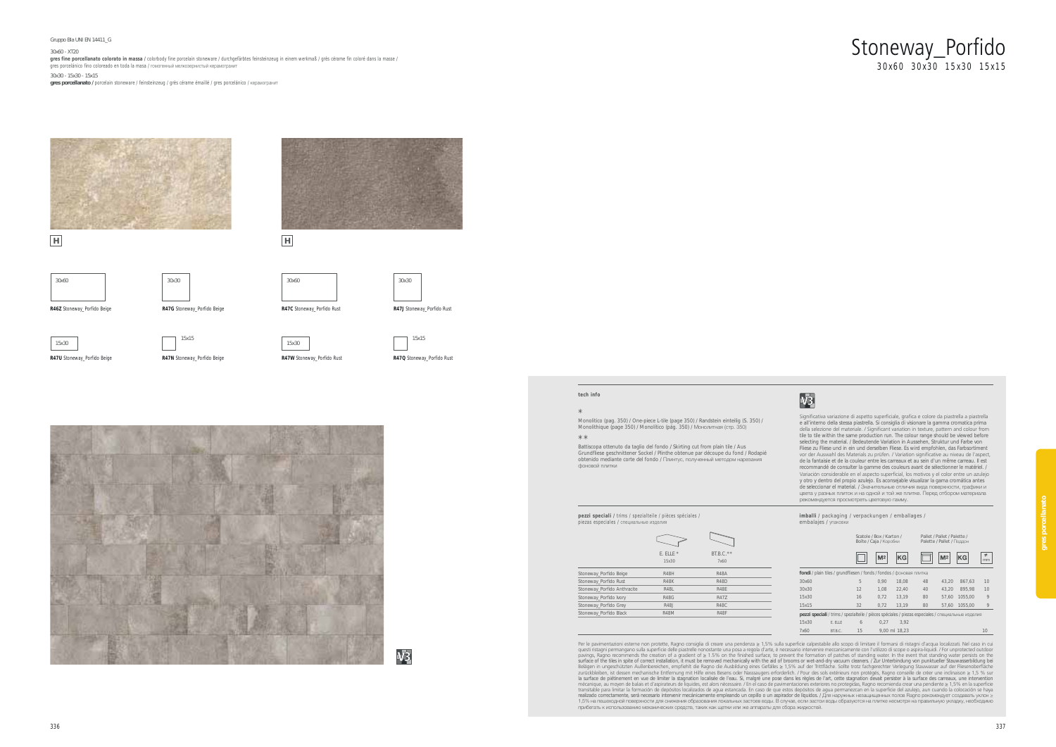Gruppo BIa UNI EN 14411_G

30x60 - XT20

**gres fine porcellanato colorato in massa** / colorbody fine porcelain stoneware / durchgefärbtes feinsteinzeug in einem werkmaß / grès cérame fin coloré dans la masse / gres porcelánico fino coloreado en toda la masa / гомогенный мелкозернистый керамогранит

30x30 - 15x30 - 15x15

**gres porcellanato** / porcelain stoneware / feinsteinzeug / grès cérame émaillé / gres porcelánico / керамогранит

# Stoneway_Porfido

30x60 30x30 15x30 15x15

H

H

30x60 **R46Z** Stoneway_Porfido Beige

30x30 **R47G** Stoneway_Porfido Beige

30x60 **R47C** Stoneway_Porfido Rust

30x30 **R47J** Stoneway_Porfido Rust

15x30 **R47U** Stoneway_Porfido Beige

15x15 **R47N** Stoneway_Porfido Beige

15x30 **R47W** Stoneway_Porfido Rust

15x15 **R47Q** Stoneway_Porfido Rust

V3

## tech info

*

Monolitico (pag. 350) / One-piece L-tile (page 350) / Randstein einteilig (S. 350) / Monolithique (page 350) / Monolítico (pág. 350) / Монолитная (стр. 350)

**

Battiscopa ottenuto da taglio del fondo / Skirting cut from plain tile / Aus Grundfliese geschnittener Sockel / Plinthe obtenue par découpe du fond / Rodapié obtenido mediante corte del fondo / Плинтус, полученный методом нарезания фоновой плитки

V3

Significativa variazione di aspetto superficiale, grafica e colore da piastrella a piastrella e all'interno della stessa piastrella. Si consiglia di visionare la gamma cromatica prima della selezione del materiale. / Significant variation in texture, pattern and colour from tile to tile within the same production run. The colour range should be viewed before selecting the material. / Bedeutende Variation in Aussehen, Struktur und Farbe von Fliese zu Fliese und in ein und derselben Fliese. Es wird empfohlen, das Farbsortiment vor der Auswahl des Materials zu prüfen. / Variation significative au niveau de l'aspect, de la fantaisie et de la couleur entre les carreaux et au sein d'un même carreau. Il est recommandé de consulter la gamme des couleurs avant de sélectionner le matériel. / Variación considerable en el aspecto superficial, los motivos y el color entre un azulejo y otro y dentro del propio azulejo. Es aconsejable visualizar la gama cromática antes de seleccionar el material. / Значительные отличия вида поверхности, графики и цвета у разных плиток и на одной и той же плитке. Перед отбором материала рекомендуется просмотреть цветовую гамму.

**pezzi speciali** / trims / spezialteile / pièces spéciales / piezas especiales / специальные изделия

| | E. ELLE * 15x30 | BT.B.C.** 7x60 |
|---|---|---|
| Stoneway_Porfido Beige | R48H | R48A |
| Stoneway_Porfido Rust | R48K | R48D |
| Stoneway_Porfido Anthracite | R48L | R48E |
| Stoneway_Porfido Ivory | R48G | R47Z |
| Stoneway_Porfido Grey | R48J | R48C |
| Stoneway_Porfido Black | R48M | R48F |

**imballi** / packaging / verpackungen / emballages / embalajes / упаковки

| | | Scatole / Box / Karton / Boîte / Caja / Коробки | | | Pallet / Pallet / Palette / Palette / Pallet / Поддон | | | mm |
|---|---|---|---|---|---|---|---|---|
| | | pz | M² | KG | | M² | KG | |
| **fondi** / plain tiles / grundfliesen / fonds / fondos / фоновая плитка | | | | | | | | |
| 30x60 | | 5 | 0,90 | 18,08 | 48 | 43,20 | 867,63 | 10 |
| 30x30 | | 12 | 1,08 | 22,40 | 40 | 43,20 | 895,98 | 10 |
| 15x30 | | 16 | 0,72 | 13,19 | 80 | 57,60 | 1055,00 | 9 |
| 15x15 | | 32 | 0,72 | 13,19 | 80 | 57,60 | 1055,00 | 9 |
| **pezzi speciali** / trims / spezialteile / pièces spéciales / piezas especiales / специальные изделия | | | | | | | | |
| 15x30 | E. ELLE | 6 | 0,27 | 3,92 | | | | |
| 7x60 | BT.B.C. | 15 | 9,00 ml | 18,23 | | | | 10 |

Per le pavimentazioni esterne non protette, Ragno consiglia di creare una pendenza ≥ 1,5% sulla superficie calpestabile allo scopo di limitare il formarsi di ristagni d'acqua localizzati. Nel caso in cui questi ristagni permangano sulla superficie delle piastrelle nonostante una posa a regola d'arte, è necessario intervenire meccanicamente con l'utilizzo di scope o aspira-liquidi. / For unprotected outdoor pavings, Ragno recommends the creation of a gradient of ≥ 1.5% on the finished surface, to prevent the formation of patches of standing water. In the event that standing water persists on the surface of the tiles in spite of correct installation, it must be removed mechanically with the aid of brooms or wet-and-dry vacuum cleaners. / Zur Unterbindung von punktueller Stauwasserbildung bei Belägen in ungeschützten Außenbereichen, empfiehlt die Ragno die Ausbildung eines Gefälles ≥ 1,5% auf der Trittfläche. Sollte trotz fachgerechter Verlegung Stauwasser auf der Fliesenoberfläche zurückbleiben, ist dessen mechanische Entfernung mit Hilfe eines Besens oder Nasssaugers erforderlich. / Pour des sols extérieurs non protégés, Ragno conseille de créer une inclinaison ≥ 1,5 % sur la surface de piétinement en vue de limiter la stagnation localisée de l'eau. Si, malgré une pose dans les règles de l'art, cette stagnation devait persister à la surface des carreaux, une intervention mécanique, au moyen de balais et d'aspirateurs de liquides, est alors nécessaire. / En el caso de pavimentaciones exteriores no protegidas, Ragno recomienda crear una pendiente ≥ 1,5% en la superficie transitable para limitar la formación de depósitos localizados de agua estancada. En caso de que estos depósitos de agua permanezcan en la superficie del azulejo, aun cuando la colocación se haya realizado correctamente, será necesario intervenir mecánicamente empleando un cepillo o un aspirador de líquidos. / Для наружных незащищенных полов Ragno рекомендует создавать уклон ≥ 1,5% на пешеходной поверхности для снижения образования локальных застоев воды. В случае, если застои воды образуются на плитке несмотря на правильную укладку, необходимо прибегать к использованию механических средств, таких как щетки или же аппараты для сбора жидкостей.

gres porcellanato